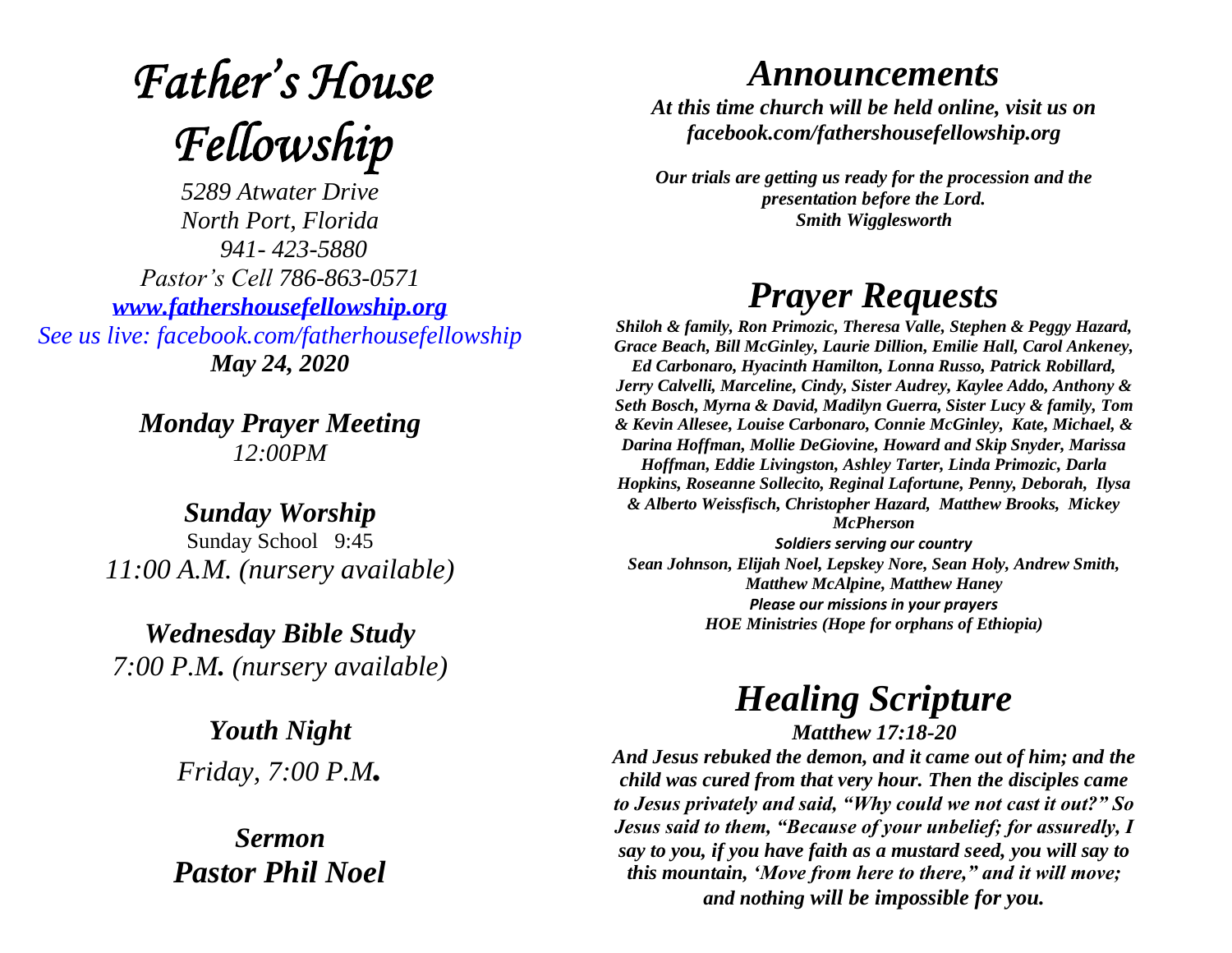# *Father's House Fellowship*

*5289 Atwater Drive*
*North Port, Florida*
*941- 423-5880*
*Pastor's Cell 786-863-0571*
*www.fathershousefellowship.org*
*See us live: facebook.com/fatherhousefellowship*
***May 24, 2020***

***Monday Prayer Meeting***
*12:00PM*

***Sunday Worship***
Sunday School 9:45
*11:00 A.M. (nursery available)*

***Wednesday Bible Study***
*7:00 P.M. (nursery available)*

***Youth Night***
*Friday, 7:00 P.M.*

***Sermon***
***Pastor Phil Noel***

## *Announcements*

***At this time church will be held online, visit us on facebook.com/fathershousefellowship.org***

***Our trials are getting us ready for the procession and the presentation before the Lord.***
***Smith Wigglesworth***

## *Prayer Requests*

***Shiloh & family, Ron Primozic, Theresa Valle, Stephen & Peggy Hazard, Grace Beach, Bill McGinley, Laurie Dillion, Emilie Hall, Carol Ankeney, Ed Carbonaro, Hyacinth Hamilton, Lonna Russo, Patrick Robillard, Jerry Calvelli, Marceline, Cindy, Sister Audrey, Kaylee Addo, Anthony & Seth Bosch, Myrna & David, Madilyn Guerra, Sister Lucy & family, Tom & Kevin Allesee, Louise Carbonaro, Connie McGinley, Kate, Michael, & Darina Hoffman, Mollie DeGiovine, Howard and Skip Snyder, Marissa Hoffman, Eddie Livingston, Ashley Tarter, Linda Primozic, Darla Hopkins, Roseanne Sollecito, Reginal Lafortune, Penny, Deborah, Ilysa & Alberto Weissfisch, Christopher Hazard, Matthew Brooks, Mickey McPherson***

***Soldiers serving our country***
***Sean Johnson, Elijah Noel, Lepskey Nore, Sean Holy, Andrew Smith, Matthew McAlpine, Matthew Haney***
***Please our missions in your prayers***
***HOE Ministries (Hope for orphans of Ethiopia)***

## *Healing Scripture*

***Matthew 17:18-20***

***And Jesus rebuked the demon, and it came out of him; and the child was cured from that very hour. Then the disciples came to Jesus privately and said, "Why could we not cast it out?" So Jesus said to them, "Because of your unbelief; for assuredly, I say to you, if you have faith as a mustard seed, you will say to this mountain, 'Move from here to there," and it will move; and nothing will be impossible for you.***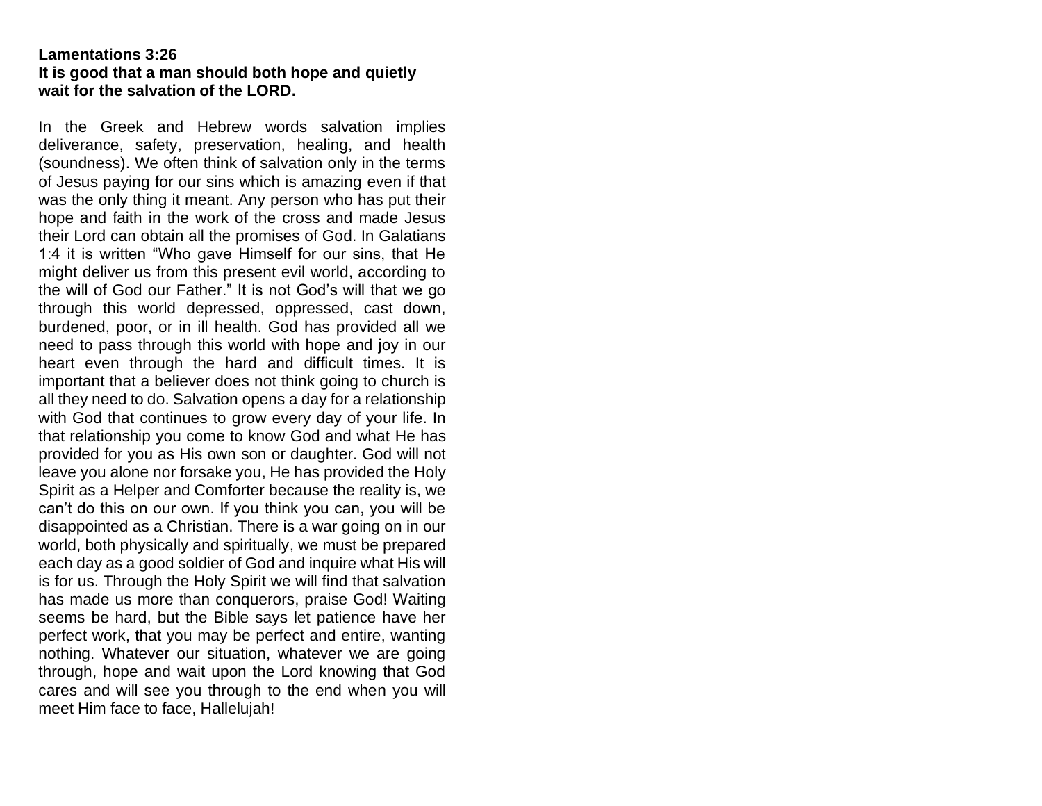**Lamentations 3:26**
**It is good that a man should both hope and quietly wait for the salvation of the LORD.**

In the Greek and Hebrew words salvation implies deliverance, safety, preservation, healing, and health (soundness). We often think of salvation only in the terms of Jesus paying for our sins which is amazing even if that was the only thing it meant. Any person who has put their hope and faith in the work of the cross and made Jesus their Lord can obtain all the promises of God. In Galatians 1:4 it is written “Who gave Himself for our sins, that He might deliver us from this present evil world, according to the will of God our Father.” It is not God’s will that we go through this world depressed, oppressed, cast down, burdened, poor, or in ill health. God has provided all we need to pass through this world with hope and joy in our heart even through the hard and difficult times. It is important that a believer does not think going to church is all they need to do. Salvation opens a day for a relationship with God that continues to grow every day of your life. In that relationship you come to know God and what He has provided for you as His own son or daughter. God will not leave you alone nor forsake you, He has provided the Holy Spirit as a Helper and Comforter because the reality is, we can’t do this on our own. If you think you can, you will be disappointed as a Christian. There is a war going on in our world, both physically and spiritually, we must be prepared each day as a good soldier of God and inquire what His will is for us. Through the Holy Spirit we will find that salvation has made us more than conquerors, praise God! Waiting seems be hard, but the Bible says let patience have her perfect work, that you may be perfect and entire, wanting nothing. Whatever our situation, whatever we are going through, hope and wait upon the Lord knowing that God cares and will see you through to the end when you will meet Him face to face, Hallelujah!